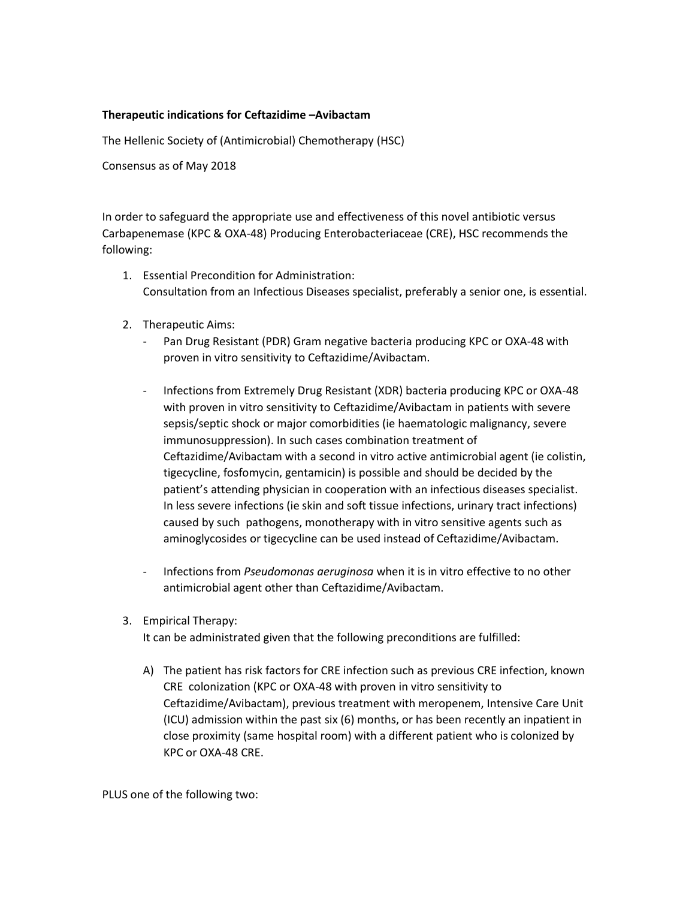**Therapeutic indications for Ceftazidime –Avibactam**

The Hellenic Society of (Antimicrobial) Chemotherapy (HSC)

Consensus as of May 2018

In order to safeguard the appropriate use and effectiveness of this novel antibiotic versus Carbapenemase (KPC & OXA-48) Producing Enterobacteriaceae (CRE), HSC recommends the following:

1. Essential Precondition for Administration:
   Consultation from an Infectious Diseases specialist, preferably a senior one, is essential.

2. Therapeutic Aims:
   - Pan Drug Resistant (PDR) Gram negative bacteria producing KPC or OXA-48 with proven in vitro sensitivity to Ceftazidime/Avibactam.

   - Infections from Extremely Drug Resistant (XDR) bacteria producing KPC or OXA-48 with proven in vitro sensitivity to Ceftazidime/Avibactam in patients with severe sepsis/septic shock or major comorbidities (ie haematologic malignancy, severe immunosuppression). In such cases combination treatment of Ceftazidime/Avibactam with a second in vitro active antimicrobial agent (ie colistin, tigecycline, fosfomycin, gentamicin) is possible and should be decided by the patient's attending physician in cooperation with an infectious diseases specialist. In less severe infections (ie skin and soft tissue infections, urinary tract infections) caused by such pathogens, monotherapy with in vitro sensitive agents such as aminoglycosides or tigecycline can be used instead of Ceftazidime/Avibactam.

   - Infections from *Pseudomonas aeruginosa* when it is in vitro effective to no other antimicrobial agent other than Ceftazidime/Avibactam.

3. Empirical Therapy:
   It can be administrated given that the following preconditions are fulfilled:

   A) The patient has risk factors for CRE infection such as previous CRE infection, known CRE colonization (KPC or OXA-48 with proven in vitro sensitivity to Ceftazidime/Avibactam), previous treatment with meropenem, Intensive Care Unit (ICU) admission within the past six (6) months, or has been recently an inpatient in close proximity (same hospital room) with a different patient who is colonized by KPC or OXA-48 CRE.

PLUS one of the following two: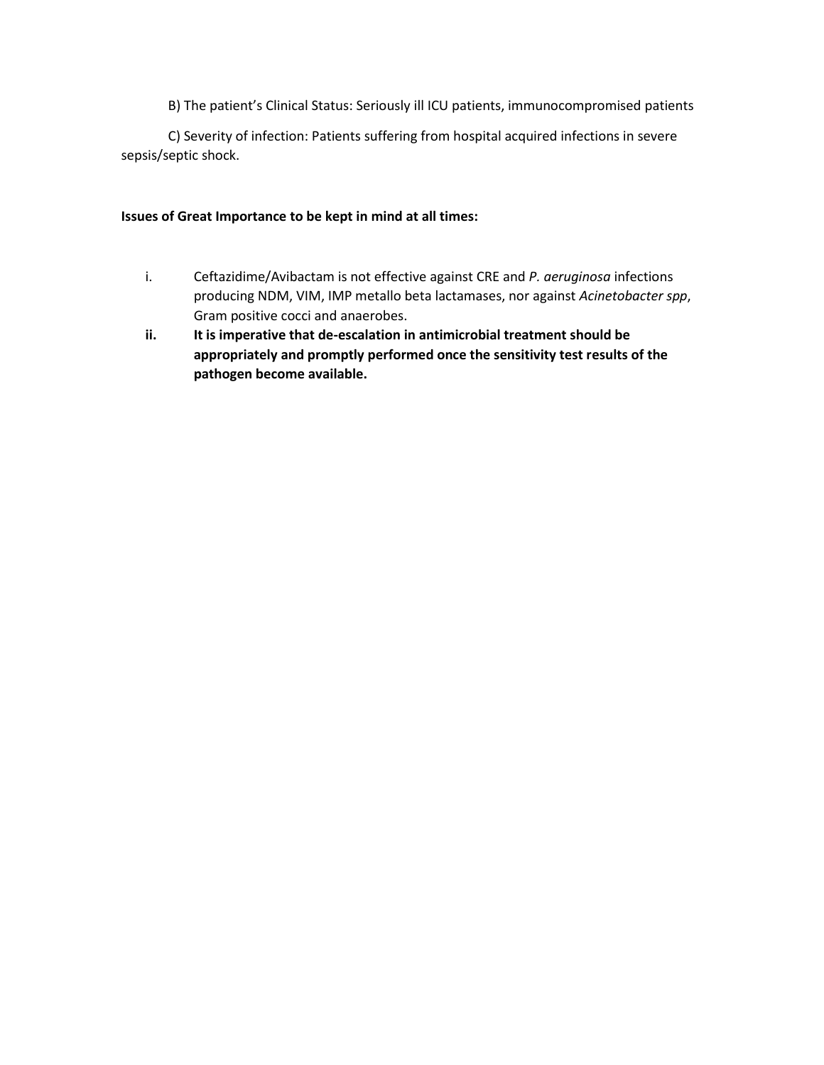B) The patient's Clinical Status: Seriously ill ICU patients, immunocompromised patients

C) Severity of infection: Patients suffering from hospital acquired infections in severe sepsis/septic shock.

**Issues of Great Importance to be kept in mind at all times:**

i. Ceftazidime/Avibactam is not effective against CRE and *P. aeruginosa* infections producing NDM, VIM, IMP metallo beta lactamases, nor against *Acinetobacter spp*, Gram positive cocci and anaerobes.

**ii. It is imperative that de-escalation in antimicrobial treatment should be appropriately and promptly performed once the sensitivity test results of the pathogen become available.**